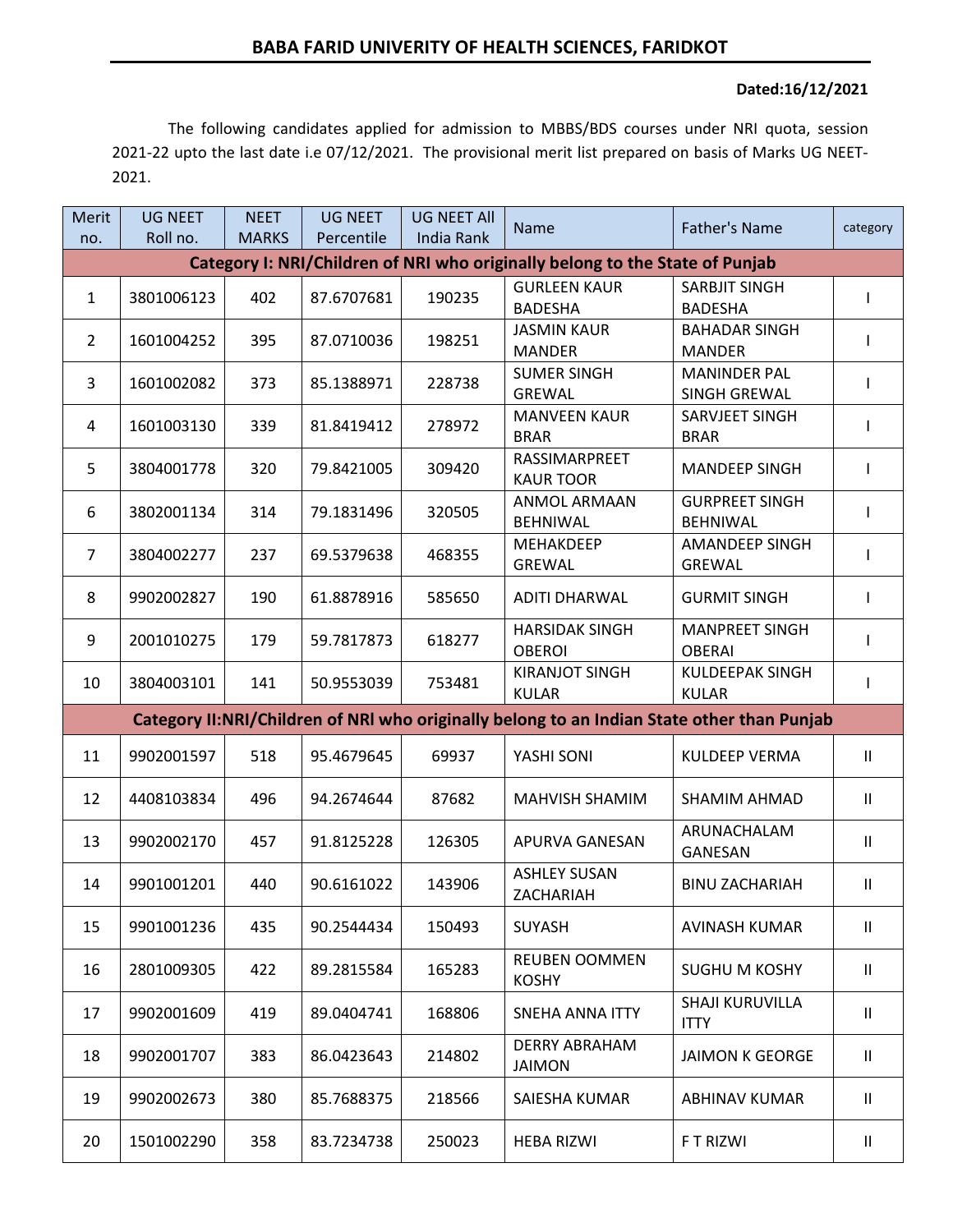## BABA FARID UNIVERITY OF HEALTH SCIENCES, FARIDKOT

**Dated:16/12/2021**

The following candidates applied for admission to MBBS/BDS courses under NRI quota, session 2021-22 upto the last date i.e 07/12/2021. The provisional merit list prepared on basis of Marks UG NEET-2021.

| Merit no. | UG NEET Roll no. | NEET MARKS | UG NEET Percentile | UG NEET All India Rank | Name | Father's Name | category |
|---|---|---|---|---|---|---|---|
| **Category I: NRI/Children of NRI who originally belong to the State of Punjab** | | | | | | | |
| 1 | 3801006123 | 402 | 87.6707681 | 190235 | GURLEEN KAUR BADESHA | SARBJIT SINGH BADESHA | I |
| 2 | 1601004252 | 395 | 87.0710036 | 198251 | JASMIN KAUR MANDER | BAHADAR SINGH MANDER | I |
| 3 | 1601002082 | 373 | 85.1388971 | 228738 | SUMER SINGH GREWAL | MANINDER PAL SINGH GREWAL | I |
| 4 | 1601003130 | 339 | 81.8419412 | 278972 | MANVEEN KAUR BRAR | SARVJEET SINGH BRAR | I |
| 5 | 3804001778 | 320 | 79.8421005 | 309420 | RASSIMARPREET KAUR TOOR | MANDEEP SINGH | I |
| 6 | 3802001134 | 314 | 79.1831496 | 320505 | ANMOL ARMAAN BEHNIWAL | GURPREET SINGH BEHNIWAL | I |
| 7 | 3804002277 | 237 | 69.5379638 | 468355 | MEHAKDEEP GREWAL | AMANDEEP SINGH GREWAL | I |
| 8 | 9902002827 | 190 | 61.8878916 | 585650 | ADITI DHARWAL | GURMIT SINGH | I |
| 9 | 2001010275 | 179 | 59.7817873 | 618277 | HARSIDAK SINGH OBEROI | MANPREET SINGH OBERAI | I |
| 10 | 3804003101 | 141 | 50.9553039 | 753481 | KIRANJOT SINGH KULAR | KULDEEPAK SINGH KULAR | I |
| **Category II:NRI/Children of NRl who originally belong to an Indian State other than Punjab** | | | | | | | |
| 11 | 9902001597 | 518 | 95.4679645 | 69937 | YASHI SONI | KULDEEP VERMA | II |
| 12 | 4408103834 | 496 | 94.2674644 | 87682 | MAHVISH SHAMIM | SHAMIM AHMAD | II |
| 13 | 9902002170 | 457 | 91.8125228 | 126305 | APURVA GANESAN | ARUNACHALAM GANESAN | II |
| 14 | 9901001201 | 440 | 90.6161022 | 143906 | ASHLEY SUSAN ZACHARIAH | BINU ZACHARIAH | II |
| 15 | 9901001236 | 435 | 90.2544434 | 150493 | SUYASH | AVINASH KUMAR | II |
| 16 | 2801009305 | 422 | 89.2815584 | 165283 | REUBEN OOMMEN KOSHY | SUGHU M KOSHY | II |
| 17 | 9902001609 | 419 | 89.0404741 | 168806 | SNEHA ANNA ITTY | SHAJI KURUVILLA ITTY | II |
| 18 | 9902001707 | 383 | 86.0423643 | 214802 | DERRY ABRAHAM JAIMON | JAIMON K GEORGE | II |
| 19 | 9902002673 | 380 | 85.7688375 | 218566 | SAIESHA KUMAR | ABHINAV KUMAR | II |
| 20 | 1501002290 | 358 | 83.7234738 | 250023 | HEBA RIZWI | F T RIZWI | II |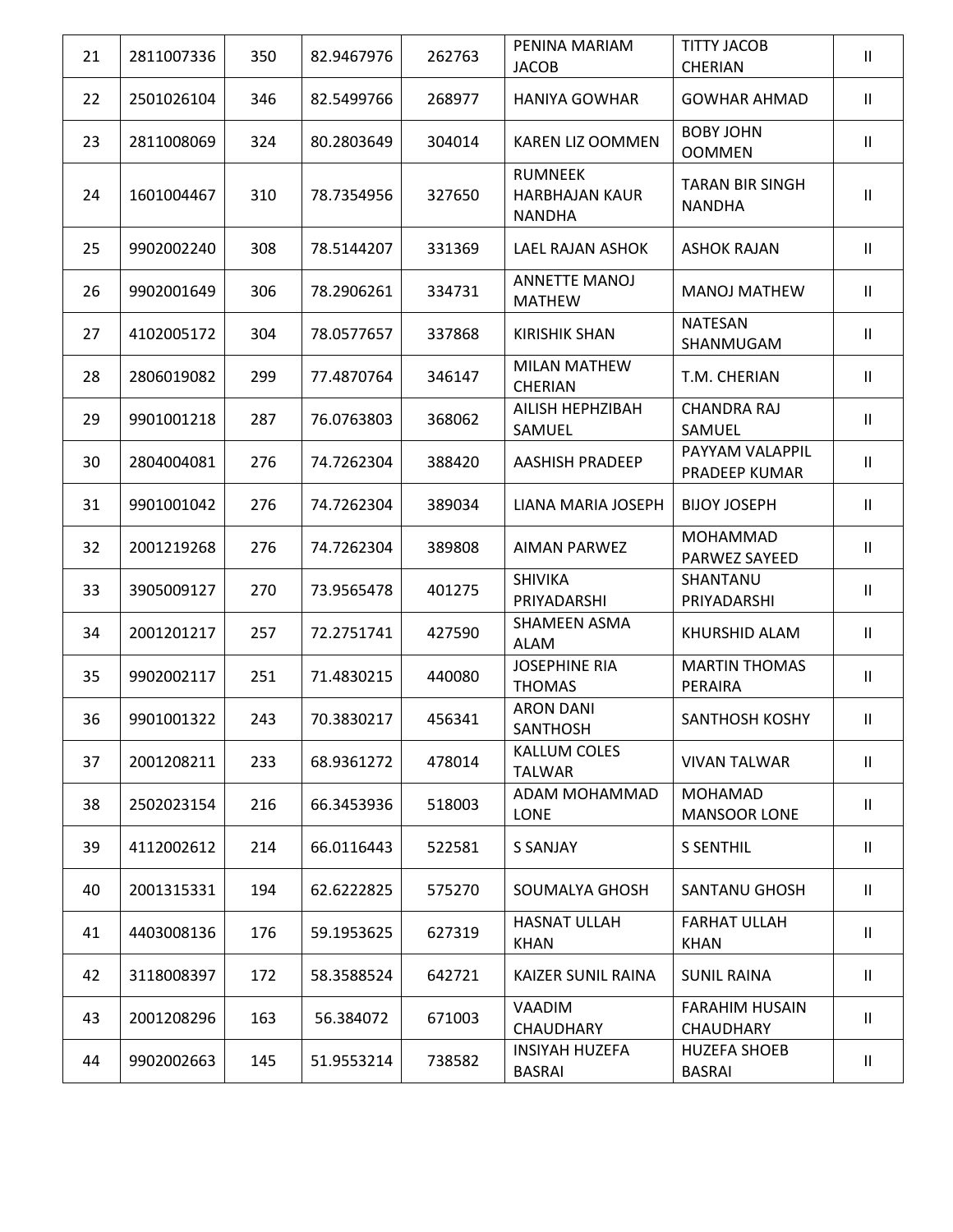| | | | | | | | |
|---|---|---|---|---|---|---|---|
| 21 | 2811007336 | 350 | 82.9467976 | 262763 | PENINA MARIAM JACOB | TITTY JACOB CHERIAN | II |
| 22 | 2501026104 | 346 | 82.5499766 | 268977 | HANIYA GOWHAR | GOWHAR AHMAD | II |
| 23 | 2811008069 | 324 | 80.2803649 | 304014 | KAREN LIZ OOMMEN | BOBY JOHN OOMMEN | II |
| 24 | 1601004467 | 310 | 78.7354956 | 327650 | RUMNEEK HARBHAJAN KAUR NANDHA | TARAN BIR SINGH NANDHA | II |
| 25 | 9902002240 | 308 | 78.5144207 | 331369 | LAEL RAJAN ASHOK | ASHOK RAJAN | II |
| 26 | 9902001649 | 306 | 78.2906261 | 334731 | ANNETTE MANOJ MATHEW | MANOJ MATHEW | II |
| 27 | 4102005172 | 304 | 78.0577657 | 337868 | KIRISHIK SHAN | NATESAN SHANMUGAM | II |
| 28 | 2806019082 | 299 | 77.4870764 | 346147 | MILAN MATHEW CHERIAN | T.M. CHERIAN | II |
| 29 | 9901001218 | 287 | 76.0763803 | 368062 | AILISH HEPHZIBAH SAMUEL | CHANDRA RAJ SAMUEL | II |
| 30 | 2804004081 | 276 | 74.7262304 | 388420 | AASHISH PRADEEP | PAYYAM VALAPPIL PRADEEP KUMAR | II |
| 31 | 9901001042 | 276 | 74.7262304 | 389034 | LIANA MARIA JOSEPH | BIJOY JOSEPH | II |
| 32 | 2001219268 | 276 | 74.7262304 | 389808 | AIMAN PARWEZ | MOHAMMAD PARWEZ SAYEED | II |
| 33 | 3905009127 | 270 | 73.9565478 | 401275 | SHIVIKA PRIYADARSHI | SHANTANU PRIYADARSHI | II |
| 34 | 2001201217 | 257 | 72.2751741 | 427590 | SHAMEEN ASMA ALAM | KHURSHID ALAM | II |
| 35 | 9902002117 | 251 | 71.4830215 | 440080 | JOSEPHINE RIA THOMAS | MARTIN THOMAS PERAIRA | II |
| 36 | 9901001322 | 243 | 70.3830217 | 456341 | ARON DANI SANTHOSH | SANTHOSH KOSHY | II |
| 37 | 2001208211 | 233 | 68.9361272 | 478014 | KALLUM COLES TALWAR | VIVAN TALWAR | II |
| 38 | 2502023154 | 216 | 66.3453936 | 518003 | ADAM MOHAMMAD LONE | MOHAMAD MANSOOR LONE | II |
| 39 | 4112002612 | 214 | 66.0116443 | 522581 | S SANJAY | S SENTHIL | II |
| 40 | 2001315331 | 194 | 62.6222825 | 575270 | SOUMALYA GHOSH | SANTANU GHOSH | II |
| 41 | 4403008136 | 176 | 59.1953625 | 627319 | HASNAT ULLAH KHAN | FARHAT ULLAH KHAN | II |
| 42 | 3118008397 | 172 | 58.3588524 | 642721 | KAIZER SUNIL RAINA | SUNIL RAINA | II |
| 43 | 2001208296 | 163 | 56.384072 | 671003 | VAADIM CHAUDHARY | FARAHIM HUSAIN CHAUDHARY | II |
| 44 | 9902002663 | 145 | 51.9553214 | 738582 | INSIYAH HUZEFA BASRAI | HUZEFA SHOEB BASRAI | II |